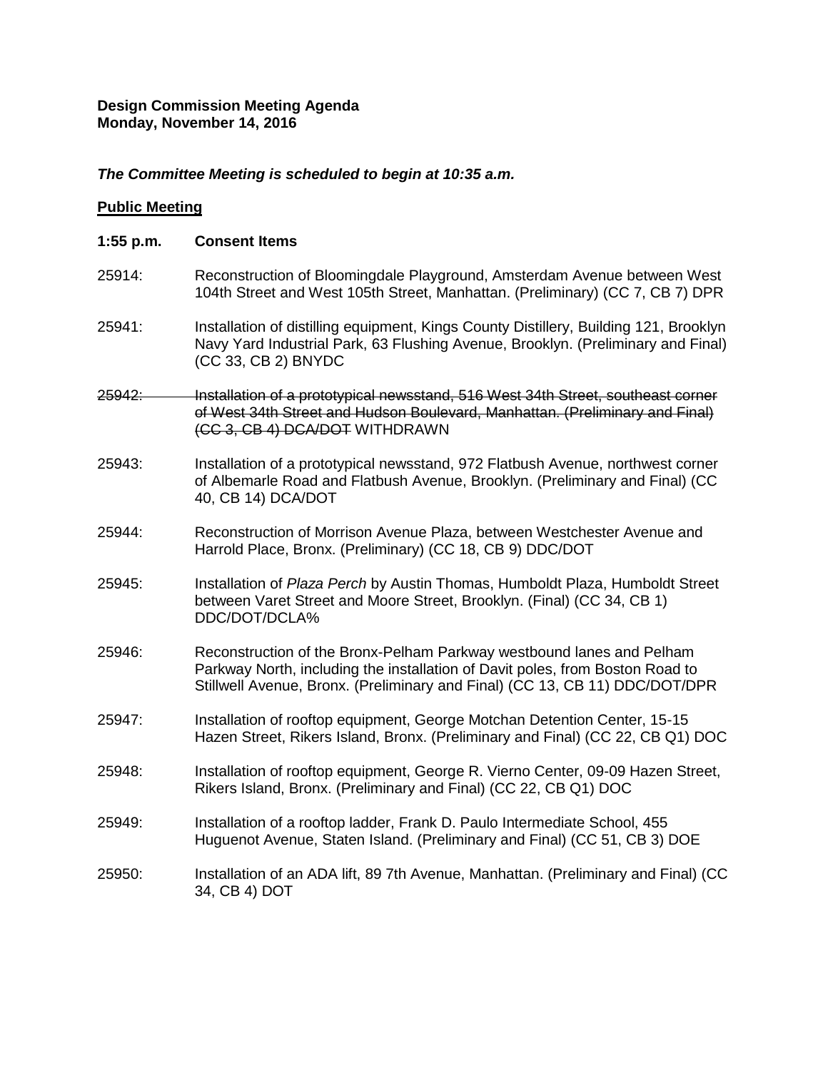**Design Commission Meeting Agenda**
**Monday, November 14, 2016**

***The Committee Meeting is scheduled to begin at 10:35 a.m.***

**<u>Public Meeting</u>**

**1:55 p.m. Consent Items**

25914: Reconstruction of Bloomingdale Playground, Amsterdam Avenue between West 104th Street and West 105th Street, Manhattan. (Preliminary) (CC 7, CB 7) DPR

25941: Installation of distilling equipment, Kings County Distillery, Building 121, Brooklyn Navy Yard Industrial Park, 63 Flushing Avenue, Brooklyn. (Preliminary and Final) (CC 33, CB 2) BNYDC

~~25942: Installation of a prototypical newsstand, 516 West 34th Street, southeast corner of West 34th Street and Hudson Boulevard, Manhattan. (Preliminary and Final) (CC 3, CB 4) DCA/DOT~~ WITHDRAWN

25943: Installation of a prototypical newsstand, 972 Flatbush Avenue, northwest corner of Albemarle Road and Flatbush Avenue, Brooklyn. (Preliminary and Final) (CC 40, CB 14) DCA/DOT

25944: Reconstruction of Morrison Avenue Plaza, between Westchester Avenue and Harrold Place, Bronx. (Preliminary) (CC 18, CB 9) DDC/DOT

25945: Installation of *Plaza Perch* by Austin Thomas, Humboldt Plaza, Humboldt Street between Varet Street and Moore Street, Brooklyn. (Final) (CC 34, CB 1) DDC/DOT/DCLA%

25946: Reconstruction of the Bronx-Pelham Parkway westbound lanes and Pelham Parkway North, including the installation of Davit poles, from Boston Road to Stillwell Avenue, Bronx. (Preliminary and Final) (CC 13, CB 11) DDC/DOT/DPR

25947: Installation of rooftop equipment, George Motchan Detention Center, 15-15 Hazen Street, Rikers Island, Bronx. (Preliminary and Final) (CC 22, CB Q1) DOC

25948: Installation of rooftop equipment, George R. Vierno Center, 09-09 Hazen Street, Rikers Island, Bronx. (Preliminary and Final) (CC 22, CB Q1) DOC

25949: Installation of a rooftop ladder, Frank D. Paulo Intermediate School, 455 Huguenot Avenue, Staten Island. (Preliminary and Final) (CC 51, CB 3) DOE

25950: Installation of an ADA lift, 89 7th Avenue, Manhattan. (Preliminary and Final) (CC 34, CB 4) DOT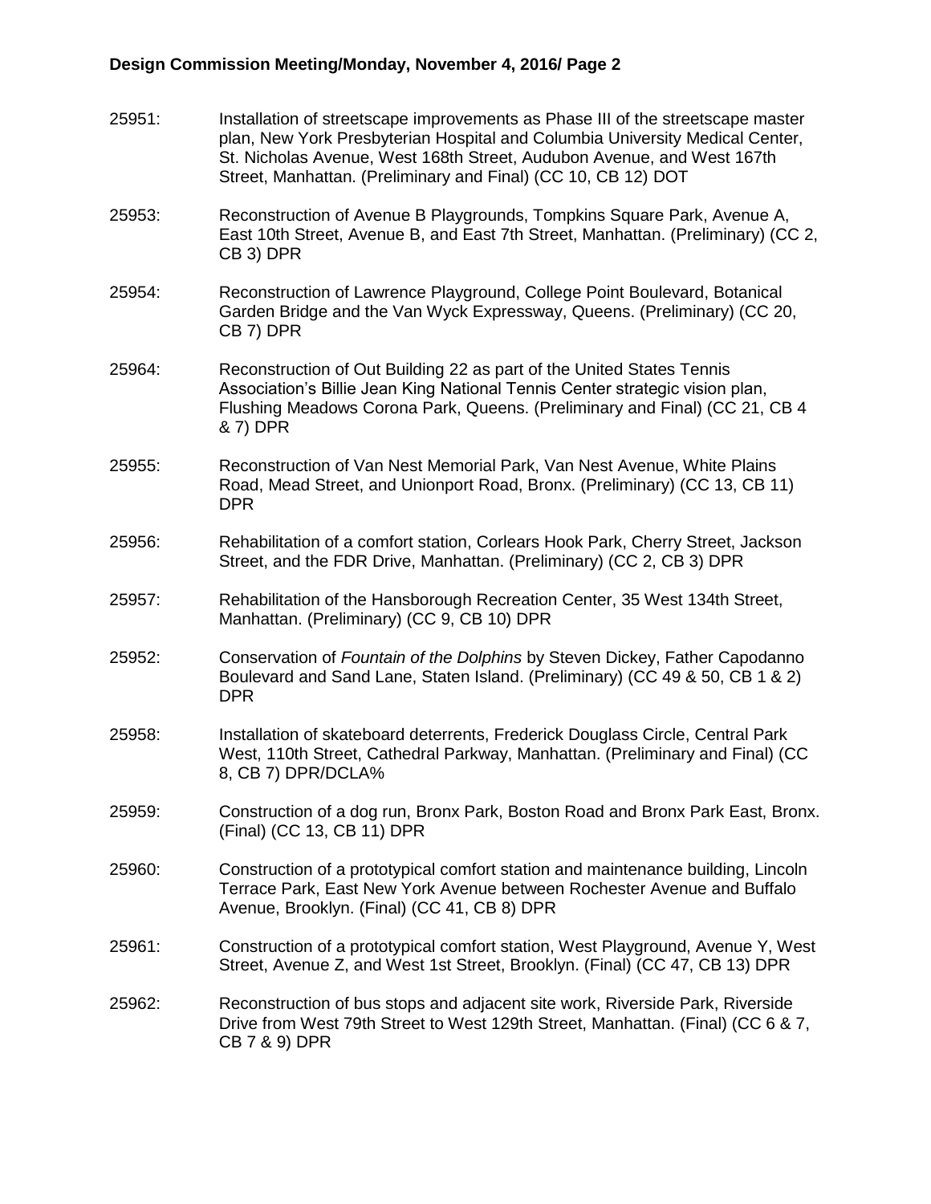25951: Installation of streetscape improvements as Phase III of the streetscape master plan, New York Presbyterian Hospital and Columbia University Medical Center, St. Nicholas Avenue, West 168th Street, Audubon Avenue, and West 167th Street, Manhattan. (Preliminary and Final) (CC 10, CB 12) DOT

25953: Reconstruction of Avenue B Playgrounds, Tompkins Square Park, Avenue A, East 10th Street, Avenue B, and East 7th Street, Manhattan. (Preliminary) (CC 2, CB 3) DPR

25954: Reconstruction of Lawrence Playground, College Point Boulevard, Botanical Garden Bridge and the Van Wyck Expressway, Queens. (Preliminary) (CC 20, CB 7) DPR

25964: Reconstruction of Out Building 22 as part of the United States Tennis Association's Billie Jean King National Tennis Center strategic vision plan, Flushing Meadows Corona Park, Queens. (Preliminary and Final) (CC 21, CB 4 & 7) DPR

25955: Reconstruction of Van Nest Memorial Park, Van Nest Avenue, White Plains Road, Mead Street, and Unionport Road, Bronx. (Preliminary) (CC 13, CB 11) DPR

25956: Rehabilitation of a comfort station, Corlears Hook Park, Cherry Street, Jackson Street, and the FDR Drive, Manhattan. (Preliminary) (CC 2, CB 3) DPR

25957: Rehabilitation of the Hansborough Recreation Center, 35 West 134th Street, Manhattan. (Preliminary) (CC 9, CB 10) DPR

25952: Conservation of *Fountain of the Dolphins* by Steven Dickey, Father Capodanno Boulevard and Sand Lane, Staten Island. (Preliminary) (CC 49 & 50, CB 1 & 2) DPR

25958: Installation of skateboard deterrents, Frederick Douglass Circle, Central Park West, 110th Street, Cathedral Parkway, Manhattan. (Preliminary and Final) (CC 8, CB 7) DPR/DCLA%

25959: Construction of a dog run, Bronx Park, Boston Road and Bronx Park East, Bronx. (Final) (CC 13, CB 11) DPR

25960: Construction of a prototypical comfort station and maintenance building, Lincoln Terrace Park, East New York Avenue between Rochester Avenue and Buffalo Avenue, Brooklyn. (Final) (CC 41, CB 8) DPR

25961: Construction of a prototypical comfort station, West Playground, Avenue Y, West Street, Avenue Z, and West 1st Street, Brooklyn. (Final) (CC 47, CB 13) DPR

25962: Reconstruction of bus stops and adjacent site work, Riverside Park, Riverside Drive from West 79th Street to West 129th Street, Manhattan. (Final) (CC 6 & 7, CB 7 & 9) DPR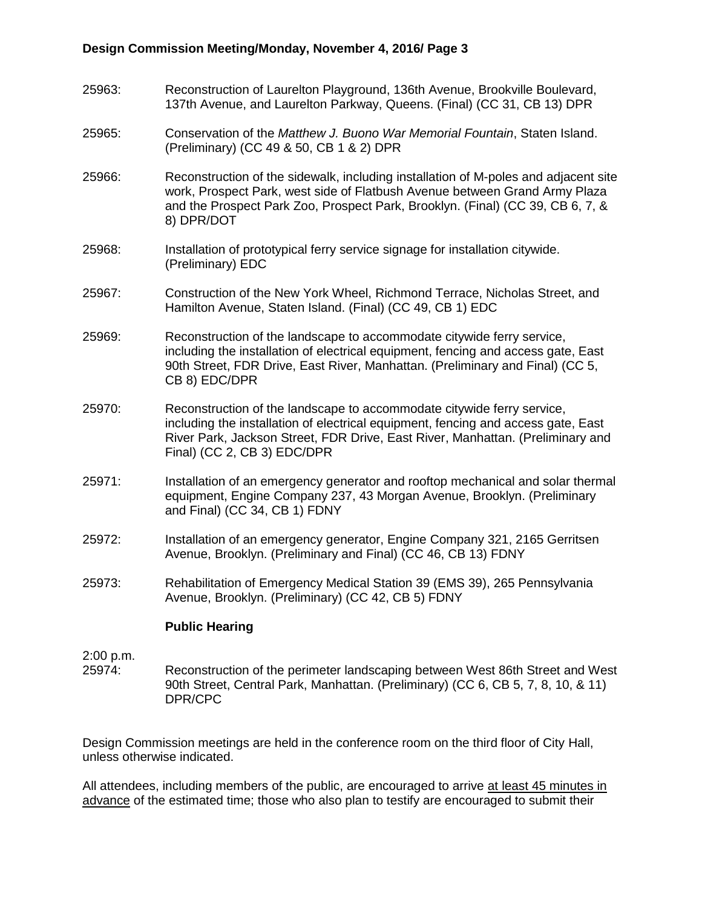25963: Reconstruction of Laurelton Playground, 136th Avenue, Brookville Boulevard, 137th Avenue, and Laurelton Parkway, Queens. (Final) (CC 31, CB 13) DPR

25965: Conservation of the *Matthew J. Buono War Memorial Fountain*, Staten Island. (Preliminary) (CC 49 & 50, CB 1 & 2) DPR

25966: Reconstruction of the sidewalk, including installation of M-poles and adjacent site work, Prospect Park, west side of Flatbush Avenue between Grand Army Plaza and the Prospect Park Zoo, Prospect Park, Brooklyn. (Final) (CC 39, CB 6, 7, & 8) DPR/DOT

25968: Installation of prototypical ferry service signage for installation citywide. (Preliminary) EDC

25967: Construction of the New York Wheel, Richmond Terrace, Nicholas Street, and Hamilton Avenue, Staten Island. (Final) (CC 49, CB 1) EDC

25969: Reconstruction of the landscape to accommodate citywide ferry service, including the installation of electrical equipment, fencing and access gate, East 90th Street, FDR Drive, East River, Manhattan. (Preliminary and Final) (CC 5, CB 8) EDC/DPR

25970: Reconstruction of the landscape to accommodate citywide ferry service, including the installation of electrical equipment, fencing and access gate, East River Park, Jackson Street, FDR Drive, East River, Manhattan. (Preliminary and Final) (CC 2, CB 3) EDC/DPR

25971: Installation of an emergency generator and rooftop mechanical and solar thermal equipment, Engine Company 237, 43 Morgan Avenue, Brooklyn. (Preliminary and Final) (CC 34, CB 1) FDNY

25972: Installation of an emergency generator, Engine Company 321, 2165 Gerritsen Avenue, Brooklyn. (Preliminary and Final) (CC 46, CB 13) FDNY

25973: Rehabilitation of Emergency Medical Station 39 (EMS 39), 265 Pennsylvania Avenue, Brooklyn. (Preliminary) (CC 42, CB 5) FDNY

**Public Hearing**

2:00 p.m.
25974: Reconstruction of the perimeter landscaping between West 86th Street and West 90th Street, Central Park, Manhattan. (Preliminary) (CC 6, CB 5, 7, 8, 10, & 11) DPR/CPC

Design Commission meetings are held in the conference room on the third floor of City Hall, unless otherwise indicated.

All attendees, including members of the public, are encouraged to arrive <u>at least 45 minutes in advance</u> of the estimated time; those who also plan to testify are encouraged to submit their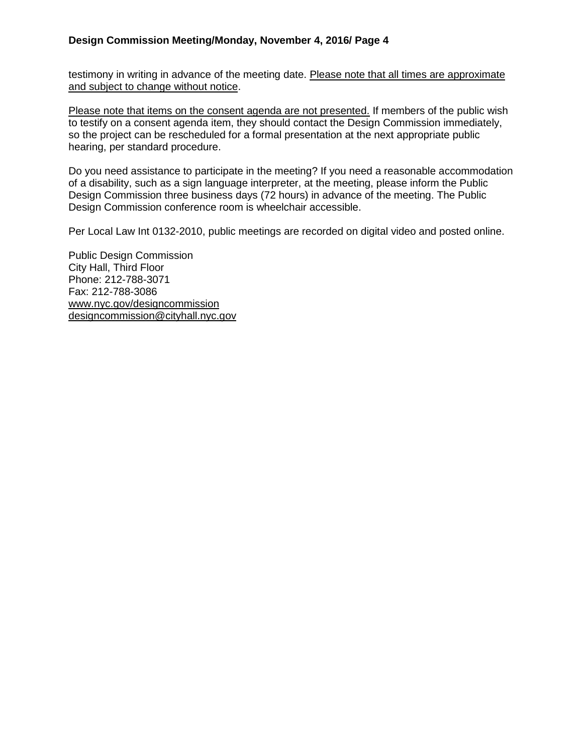testimony in writing in advance of the meeting date. Please note that all times are approximate and subject to change without notice.

Please note that items on the consent agenda are not presented. If members of the public wish to testify on a consent agenda item, they should contact the Design Commission immediately, so the project can be rescheduled for a formal presentation at the next appropriate public hearing, per standard procedure.

Do you need assistance to participate in the meeting? If you need a reasonable accommodation of a disability, such as a sign language interpreter, at the meeting, please inform the Public Design Commission three business days (72 hours) in advance of the meeting. The Public Design Commission conference room is wheelchair accessible.

Per Local Law Int 0132-2010, public meetings are recorded on digital video and posted online.

Public Design Commission  
City Hall, Third Floor  
Phone: 212-788-3071  
Fax: 212-788-3086  
www.nyc.gov/designcommission  
designcommission@cityhall.nyc.gov